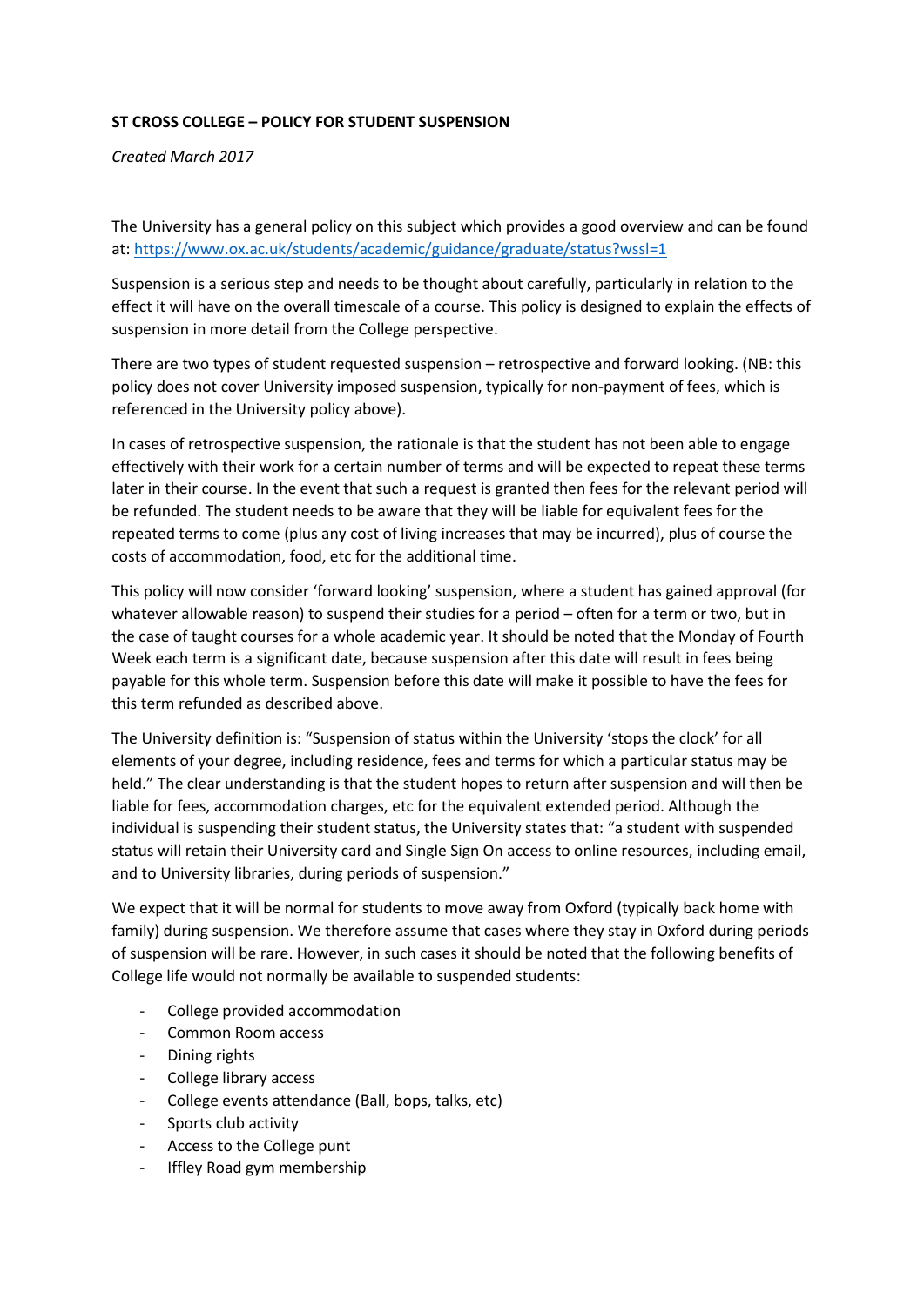**ST CROSS COLLEGE – POLICY FOR STUDENT SUSPENSION**

*Created March 2017*

The University has a general policy on this subject which provides a good overview and can be found at: [https://www.ox.ac.uk/students/academic/guidance/graduate/status?wssl=1](https://www.ox.ac.uk/students/academic/guidance/graduate/status?wssl=1)

Suspension is a serious step and needs to be thought about carefully, particularly in relation to the effect it will have on the overall timescale of a course. This policy is designed to explain the effects of suspension in more detail from the College perspective.

There are two types of student requested suspension – retrospective and forward looking. (NB: this policy does not cover University imposed suspension, typically for non-payment of fees, which is referenced in the University policy above).

In cases of retrospective suspension, the rationale is that the student has not been able to engage effectively with their work for a certain number of terms and will be expected to repeat these terms later in their course. In the event that such a request is granted then fees for the relevant period will be refunded. The student needs to be aware that they will be liable for equivalent fees for the repeated terms to come (plus any cost of living increases that may be incurred), plus of course the costs of accommodation, food, etc for the additional time.

This policy will now consider 'forward looking' suspension, where a student has gained approval (for whatever allowable reason) to suspend their studies for a period – often for a term or two, but in the case of taught courses for a whole academic year. It should be noted that the Monday of Fourth Week each term is a significant date, because suspension after this date will result in fees being payable for this whole term. Suspension before this date will make it possible to have the fees for this term refunded as described above.

The University definition is: "Suspension of status within the University 'stops the clock' for all elements of your degree, including residence, fees and terms for which a particular status may be held." The clear understanding is that the student hopes to return after suspension and will then be liable for fees, accommodation charges, etc for the equivalent extended period. Although the individual is suspending their student status, the University states that: "a student with suspended status will retain their University card and Single Sign On access to online resources, including email, and to University libraries, during periods of suspension."

We expect that it will be normal for students to move away from Oxford (typically back home with family) during suspension. We therefore assume that cases where they stay in Oxford during periods of suspension will be rare. However, in such cases it should be noted that the following benefits of College life would not normally be available to suspended students:

- College provided accommodation
- Common Room access
- Dining rights
- College library access
- College events attendance (Ball, bops, talks, etc)
- Sports club activity
- Access to the College punt
- Iffley Road gym membership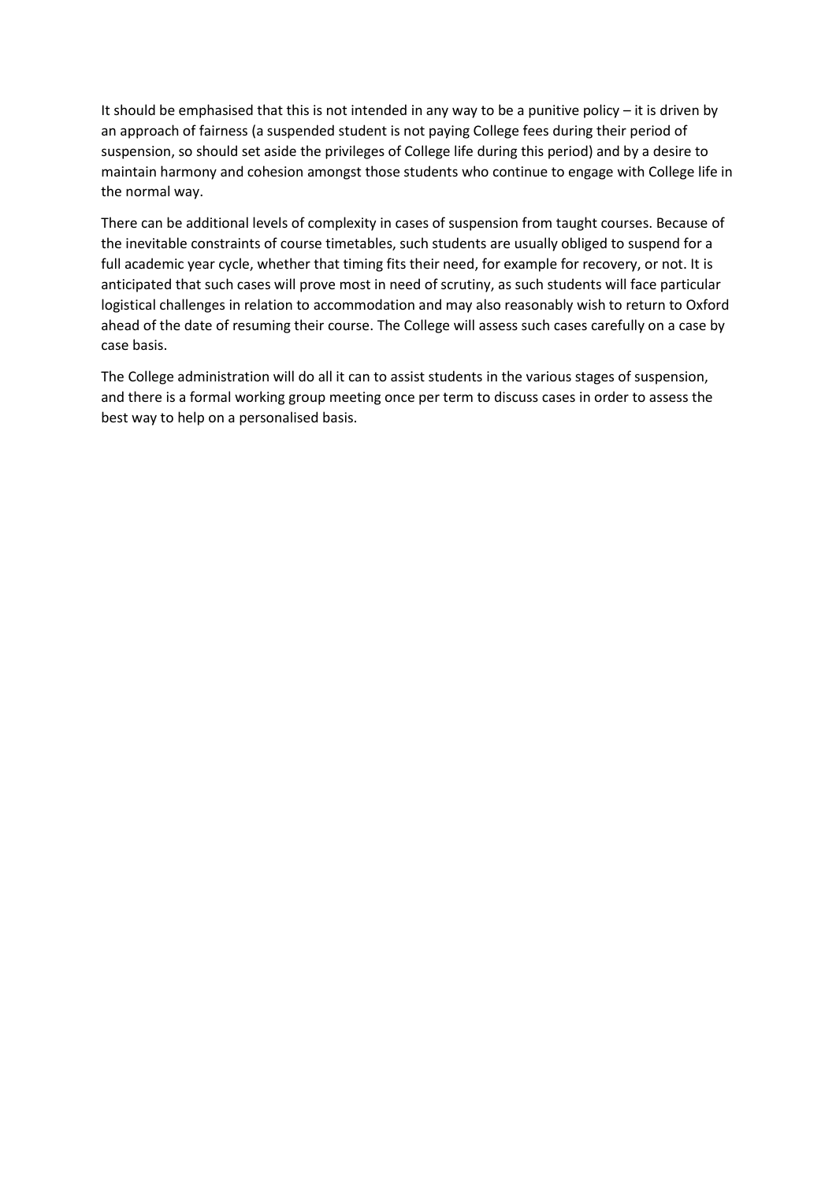It should be emphasised that this is not intended in any way to be a punitive policy – it is driven by an approach of fairness (a suspended student is not paying College fees during their period of suspension, so should set aside the privileges of College life during this period) and by a desire to maintain harmony and cohesion amongst those students who continue to engage with College life in the normal way.

There can be additional levels of complexity in cases of suspension from taught courses. Because of the inevitable constraints of course timetables, such students are usually obliged to suspend for a full academic year cycle, whether that timing fits their need, for example for recovery, or not. It is anticipated that such cases will prove most in need of scrutiny, as such students will face particular logistical challenges in relation to accommodation and may also reasonably wish to return to Oxford ahead of the date of resuming their course. The College will assess such cases carefully on a case by case basis.

The College administration will do all it can to assist students in the various stages of suspension, and there is a formal working group meeting once per term to discuss cases in order to assess the best way to help on a personalised basis.